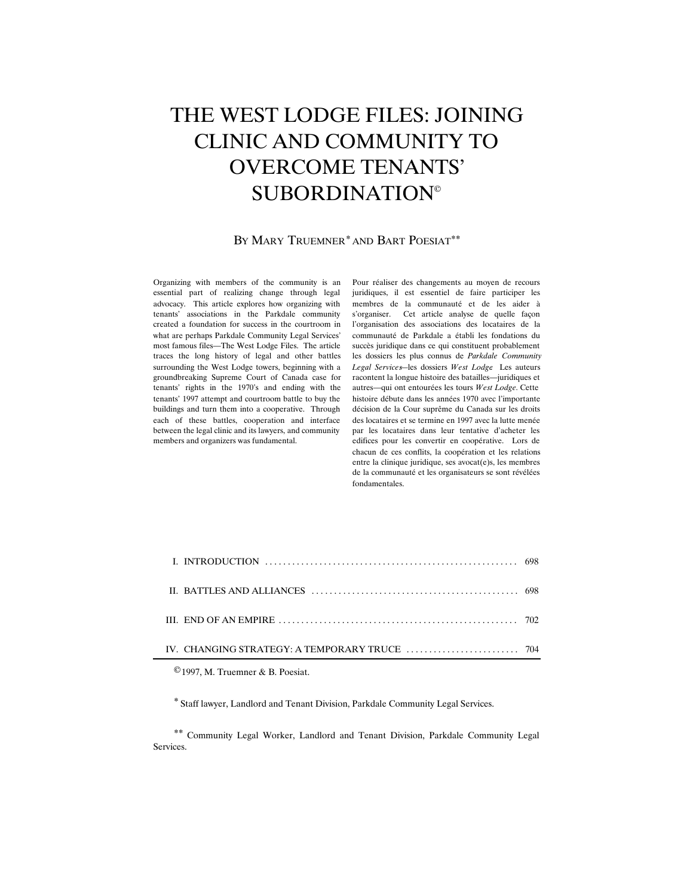# THE WEST LODGE FILES: JOINING CLINIC AND COMMUNITY TO OVERCOME TENANTS' SUBORDINATION©

BY MARY TRUEMNER* AND BART POESIAT**

Organizing with members of the community is an essential part of realizing change through legal advocacy. This article explores how organizing with tenants' associations in the Parkdale community created a foundation for success in the courtroom in what are perhaps Parkdale Community Legal Services' most famous files—The West Lodge Files. The article traces the long history of legal and other battles surrounding the West Lodge towers, beginning with a groundbreaking Supreme Court of Canada case for tenants' rights in the 1970's and ending with the tenants' 1997 attempt and courtroom battle to buy the buildings and turn them into a cooperative. Through each of these battles, cooperation and interface between the legal clinic and its lawyers, and community members and organizers was fundamental.

Pour réaliser des changements au moyen de recours juridiques, il est essentiel de faire participer les membres de la communauté et de les aider à s'organiser. Cet article analyse de quelle façon l'organisation des associations des locataires de la communauté de Parkdale a établi les fondations du succès juridique dans ce qui constituent probablement les dossiers les plus connus de *Parkdale Community Legal Services*—les dossiers *West Lodge*. Les auteurs racontent la longue histoire des batailles—juridiques et autres—qui ont entourées les tours *West Lodge*. Cette histoire débute dans les années 1970 avec l'importante décision de la Cour suprême du Canada sur les droits des locataires et se termine en 1997 avec la lutte menée par les locataires dans leur tentative d'acheter les edifices pour les convertir en coopérative. Lors de chacun de ces conflits, la coopération et les relations entre la clinique juridique, ses avocat(e)s, les membres de la communauté et les organisateurs se sont révélées fondamentales.

| | |
|---|---|
| I. INTRODUCTION | 698 |
| II. BATTLES AND ALLIANCES | 698 |
| III. END OF AN EMPIRE | 702 |
| IV. CHANGING STRATEGY: A TEMPORARY TRUCE | 704 |

© 1997, M. Truemner & B. Poesiat.

* Staff lawyer, Landlord and Tenant Division, Parkdale Community Legal Services.

** Community Legal Worker, Landlord and Tenant Division, Parkdale Community Legal Services.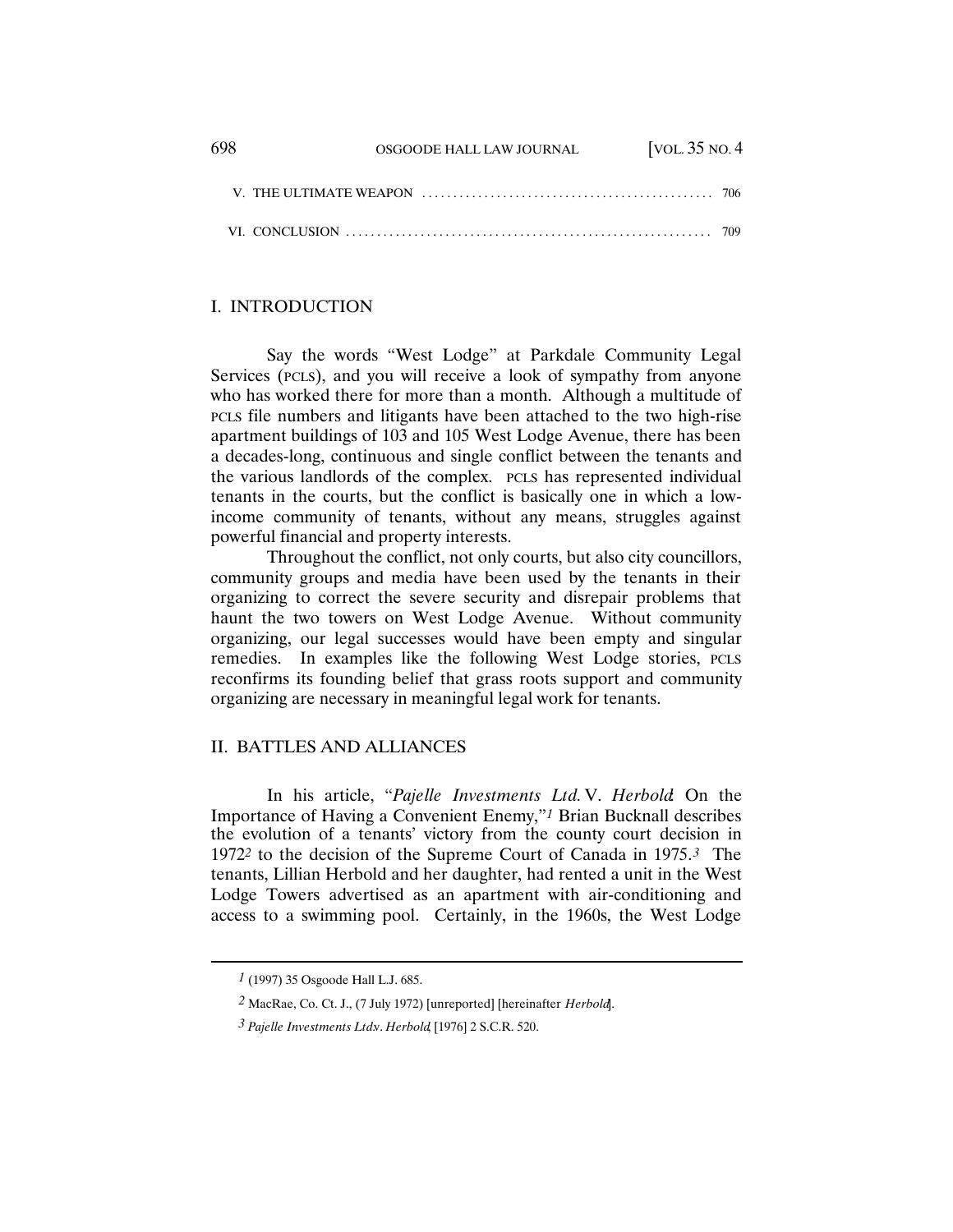V. THE ULTIMATE WEAPON .............................................. 706

VI. CONCLUSION .......................................................... 709

## I. INTRODUCTION

Say the words "West Lodge" at Parkdale Community Legal Services (PCLS), and you will receive a look of sympathy from anyone who has worked there for more than a month. Although a multitude of PCLS file numbers and litigants have been attached to the two high-rise apartment buildings of 103 and 105 West Lodge Avenue, there has been a decades-long, continuous and single conflict between the tenants and the various landlords of the complex. PCLS has represented individual tenants in the courts, but the conflict is basically one in which a low-income community of tenants, without any means, struggles against powerful financial and property interests.

Throughout the conflict, not only courts, but also city councillors, community groups and media have been used by the tenants in their organizing to correct the severe security and disrepair problems that haunt the two towers on West Lodge Avenue. Without community organizing, our legal successes would have been empty and singular remedies. In examples like the following West Lodge stories, PCLS reconfirms its founding belief that grass roots support and community organizing are necessary in meaningful legal work for tenants.

## II. BATTLES AND ALLIANCES

In his article, "*Pajelle Investments Ltd.* V. *Herbold*: On the Importance of Having a Convenient Enemy,"[1] Brian Bucknall describes the evolution of a tenants' victory from the county court decision in 1972[2] to the decision of the Supreme Court of Canada in 1975.[3] The tenants, Lillian Herbold and her daughter, had rented a unit in the West Lodge Towers advertised as an apartment with air-conditioning and access to a swimming pool. Certainly, in the 1960s, the West Lodge

---

1 (1997) 35 Osgoode Hall L.J. 685.

2 MacRae, Co. Ct. J., (7 July 1972) [unreported] [hereinafter *Herbold*].

3 *Pajelle Investments Ltd* v. *Herbold*, [1976] 2 S.C.R. 520.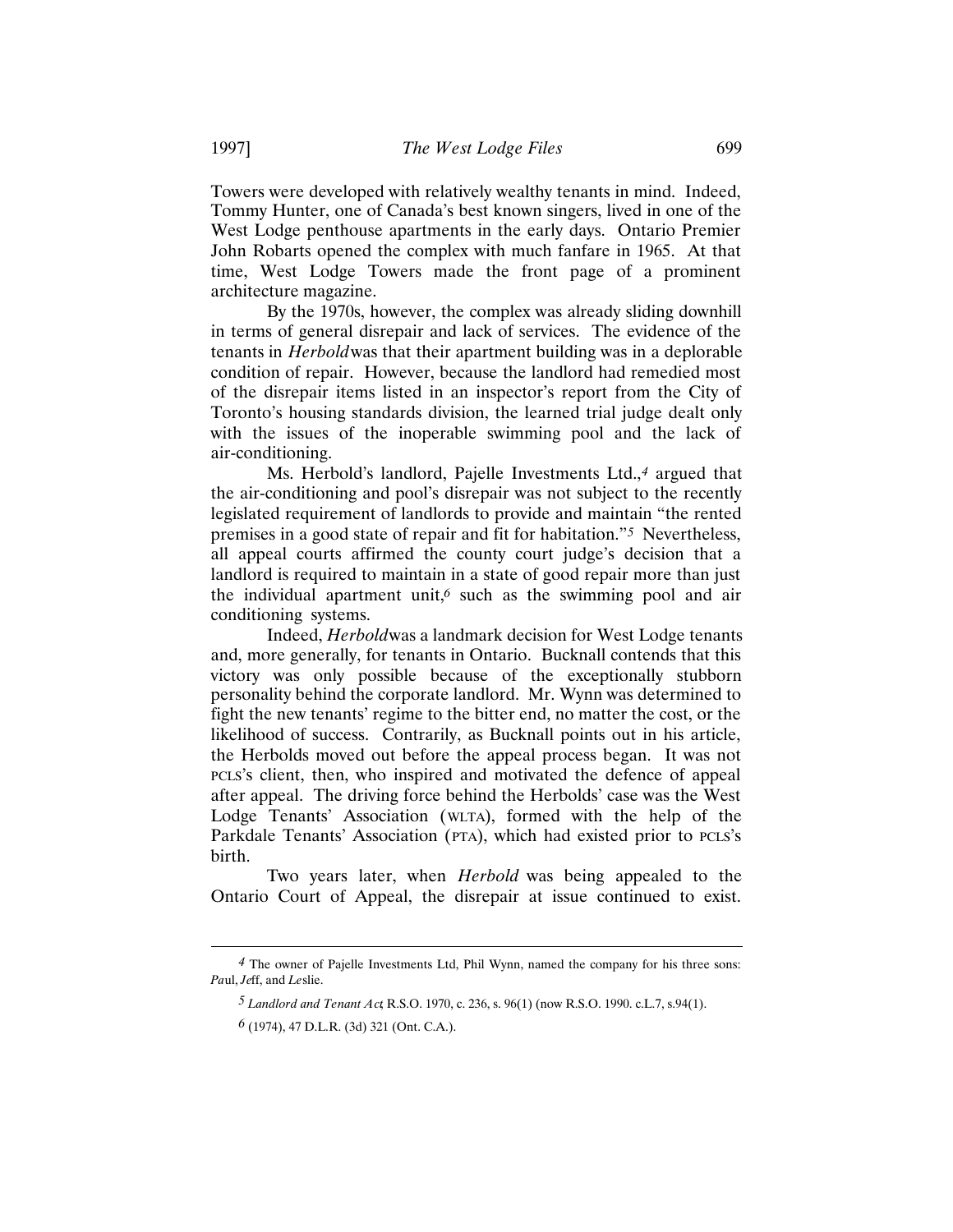Towers were developed with relatively wealthy tenants in mind. Indeed, Tommy Hunter, one of Canada's best known singers, lived in one of the West Lodge penthouse apartments in the early days. Ontario Premier John Robarts opened the complex with much fanfare in 1965. At that time, West Lodge Towers made the front page of a prominent architecture magazine.

By the 1970s, however, the complex was already sliding downhill in terms of general disrepair and lack of services. The evidence of the tenants in *Herbold* was that their apartment building was in a deplorable condition of repair. However, because the landlord had remedied most of the disrepair items listed in an inspector's report from the City of Toronto's housing standards division, the learned trial judge dealt only with the issues of the inoperable swimming pool and the lack of air-conditioning.

Ms. Herbold's landlord, Pajelle Investments Ltd.,[4] argued that the air-conditioning and pool's disrepair was not subject to the recently legislated requirement of landlords to provide and maintain "the rented premises in a good state of repair and fit for habitation."[5] Nevertheless, all appeal courts affirmed the county court judge's decision that a landlord is required to maintain in a state of good repair more than just the individual apartment unit,[6] such as the swimming pool and air conditioning systems.

Indeed, *Herbold* was a landmark decision for West Lodge tenants and, more generally, for tenants in Ontario. Bucknall contends that this victory was only possible because of the exceptionally stubborn personality behind the corporate landlord. Mr. Wynn was determined to fight the new tenants' regime to the bitter end, no matter the cost, or the likelihood of success. Contrarily, as Bucknall points out in his article, the Herbolds moved out before the appeal process began. It was not PCLS's client, then, who inspired and motivated the defence of appeal after appeal. The driving force behind the Herbolds' case was the West Lodge Tenants' Association (WLTA), formed with the help of the Parkdale Tenants' Association (PTA), which had existed prior to PCLS's birth.

Two years later, when *Herbold* was being appealed to the Ontario Court of Appeal, the disrepair at issue continued to exist.

---

[4] The owner of Pajelle Investments Ltd, Phil Wynn, named the company for his three sons: *Pa*ul, *Je*ff, and *Le*slie.

[5] *Landlord and Tenant Act*, R.S.O. 1970, c. 236, s. 96(1) (now R.S.O. 1990. c.L.7, s.94(1).

[6] (1974), 47 D.L.R. (3d) 321 (Ont. C.A.).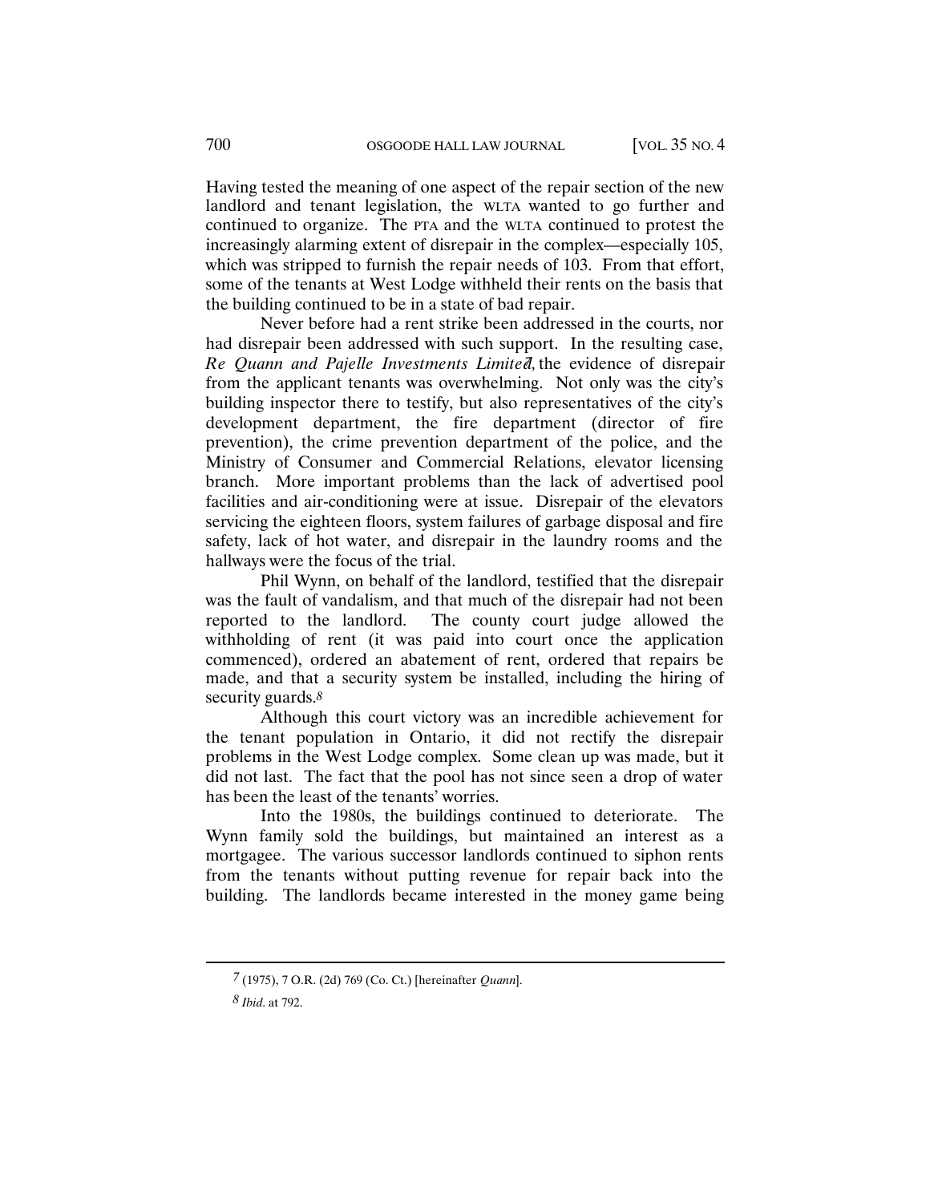Having tested the meaning of one aspect of the repair section of the new landlord and tenant legislation, the WLTA wanted to go further and continued to organize. The PTA and the WLTA continued to protest the increasingly alarming extent of disrepair in the complex—especially 105, which was stripped to furnish the repair needs of 103. From that effort, some of the tenants at West Lodge withheld their rents on the basis that the building continued to be in a state of bad repair.

Never before had a rent strike been addressed in the courts, nor had disrepair been addressed with such support. In the resulting case, *Re Quann and Pajelle Investments Limited*,[7] the evidence of disrepair from the applicant tenants was overwhelming. Not only was the city's building inspector there to testify, but also representatives of the city's development department, the fire department (director of fire prevention), the crime prevention department of the police, and the Ministry of Consumer and Commercial Relations, elevator licensing branch. More important problems than the lack of advertised pool facilities and air-conditioning were at issue. Disrepair of the elevators servicing the eighteen floors, system failures of garbage disposal and fire safety, lack of hot water, and disrepair in the laundry rooms and the hallways were the focus of the trial.

Phil Wynn, on behalf of the landlord, testified that the disrepair was the fault of vandalism, and that much of the disrepair had not been reported to the landlord. The county court judge allowed the withholding of rent (it was paid into court once the application commenced), ordered an abatement of rent, ordered that repairs be made, and that a security system be installed, including the hiring of security guards.[8]

Although this court victory was an incredible achievement for the tenant population in Ontario, it did not rectify the disrepair problems in the West Lodge complex. Some clean up was made, but it did not last. The fact that the pool has not since seen a drop of water has been the least of the tenants' worries.

Into the 1980s, the buildings continued to deteriorate. The Wynn family sold the buildings, but maintained an interest as a mortgagee. The various successor landlords continued to siphon rents from the tenants without putting revenue for repair back into the building. The landlords became interested in the money game being

---

[7] (1975), 7 O.R. (2d) 769 (Co. Ct.) [hereinafter *Quann*].

[8] *Ibid*. at 792.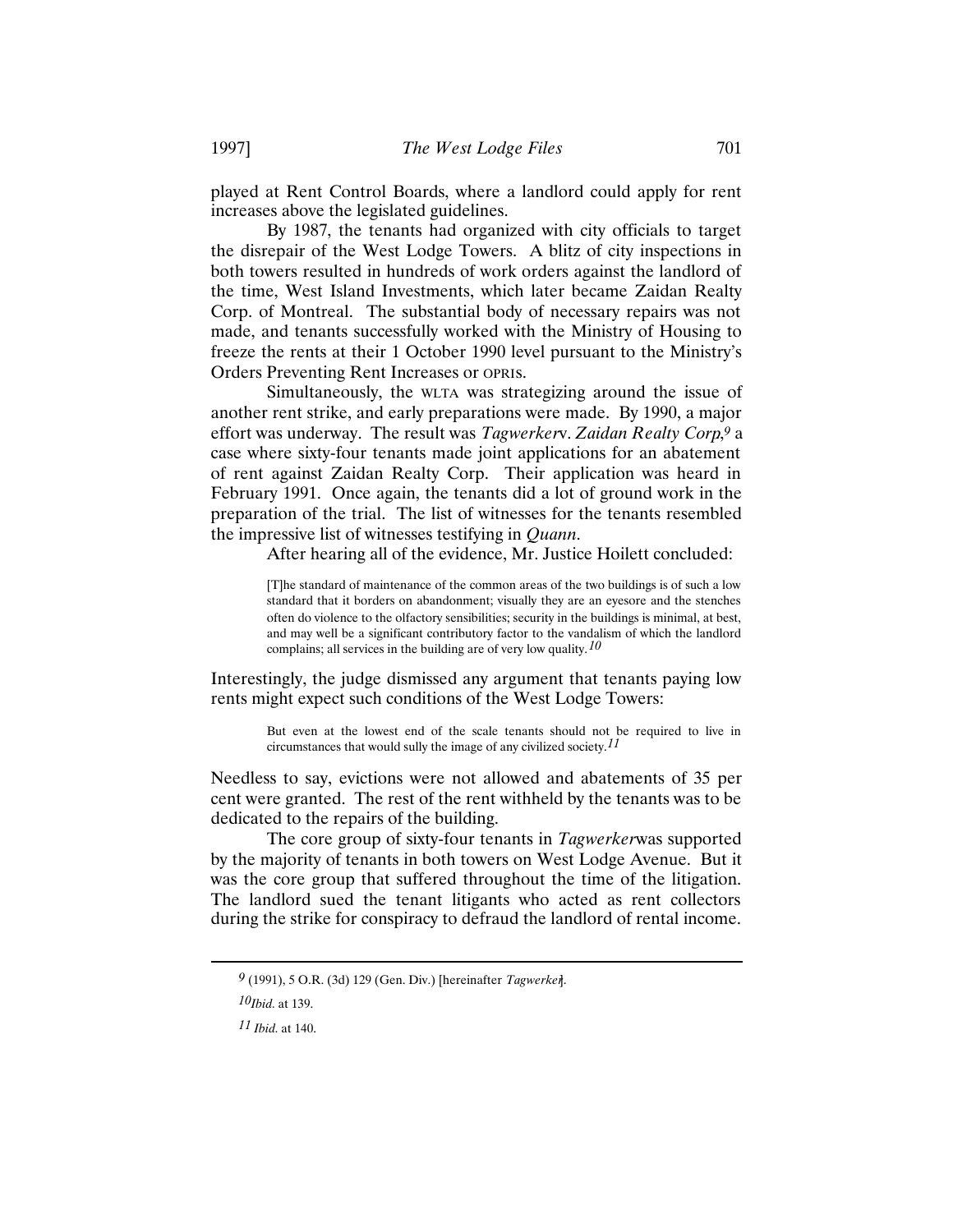played at Rent Control Boards, where a landlord could apply for rent increases above the legislated guidelines.

By 1987, the tenants had organized with city officials to target the disrepair of the West Lodge Towers. A blitz of city inspections in both towers resulted in hundreds of work orders against the landlord of the time, West Island Investments, which later became Zaidan Realty Corp. of Montreal. The substantial body of necessary repairs was not made, and tenants successfully worked with the Ministry of Housing to freeze the rents at their 1 October 1990 level pursuant to the Ministry's Orders Preventing Rent Increases or OPRIS.

Simultaneously, the WLTA was strategizing around the issue of another rent strike, and early preparations were made. By 1990, a major effort was underway. The result was *Tagwerker* v. *Zaidan Realty Corp*,[9] a case where sixty-four tenants made joint applications for an abatement of rent against Zaidan Realty Corp. Their application was heard in February 1991. Once again, the tenants did a lot of ground work in the preparation of the trial. The list of witnesses for the tenants resembled the impressive list of witnesses testifying in *Quann*.

After hearing all of the evidence, Mr. Justice Hoilett concluded:

> [T]he standard of maintenance of the common areas of the two buildings is of such a low standard that it borders on abandonment; visually they are an eyesore and the stenches often do violence to the olfactory sensibilities; security in the buildings is minimal, at best, and may well be a significant contributory factor to the vandalism of which the landlord complains; all services in the building are of very low quality.[10]

Interestingly, the judge dismissed any argument that tenants paying low rents might expect such conditions of the West Lodge Towers:

> But even at the lowest end of the scale tenants should not be required to live in circumstances that would sully the image of any civilized society.[11]

Needless to say, evictions were not allowed and abatements of 35 per cent were granted. The rest of the rent withheld by the tenants was to be dedicated to the repairs of the building.

The core group of sixty-four tenants in *Tagwerker* was supported by the majority of tenants in both towers on West Lodge Avenue. But it was the core group that suffered throughout the time of the litigation. The landlord sued the tenant litigants who acted as rent collectors during the strike for conspiracy to defraud the landlord of rental income.

---

[9] (1991), 5 O.R. (3d) 129 (Gen. Div.) [hereinafter *Tagwerker*].

[10] *Ibid.* at 139.

[11] *Ibid.* at 140.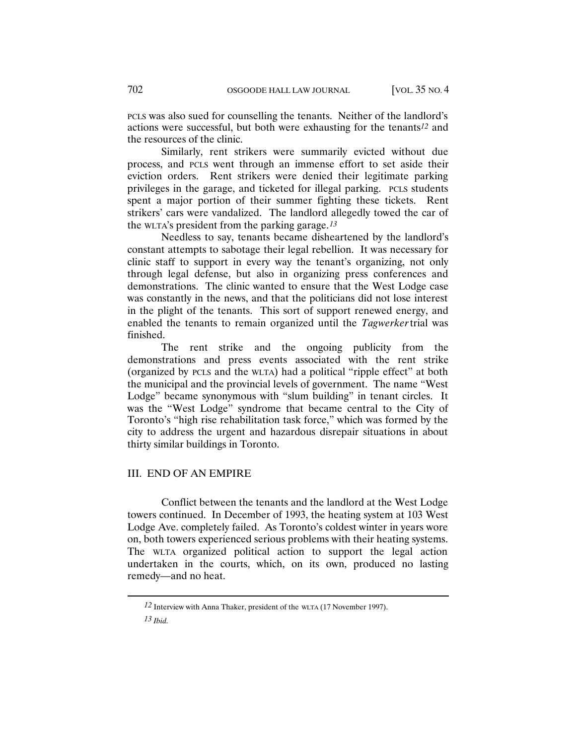PCLS was also sued for counselling the tenants. Neither of the landlord's actions were successful, but both were exhausting for the tenants[12] and the resources of the clinic.

Similarly, rent strikers were summarily evicted without due process, and PCLS went through an immense effort to set aside their eviction orders. Rent strikers were denied their legitimate parking privileges in the garage, and ticketed for illegal parking. PCLS students spent a major portion of their summer fighting these tickets. Rent strikers' cars were vandalized. The landlord allegedly towed the car of the WLTA's president from the parking garage.[13]

Needless to say, tenants became disheartened by the landlord's constant attempts to sabotage their legal rebellion. It was necessary for clinic staff to support in every way the tenant's organizing, not only through legal defense, but also in organizing press conferences and demonstrations. The clinic wanted to ensure that the West Lodge case was constantly in the news, and that the politicians did not lose interest in the plight of the tenants. This sort of support renewed energy, and enabled the tenants to remain organized until the *Tagwerker* trial was finished.

The rent strike and the ongoing publicity from the demonstrations and press events associated with the rent strike (organized by PCLS and the WLTA) had a political "ripple effect" at both the municipal and the provincial levels of government. The name "West Lodge" became synonymous with "slum building" in tenant circles. It was the "West Lodge" syndrome that became central to the City of Toronto's "high rise rehabilitation task force," which was formed by the city to address the urgent and hazardous disrepair situations in about thirty similar buildings in Toronto.

## III. END OF AN EMPIRE

Conflict between the tenants and the landlord at the West Lodge towers continued. In December of 1993, the heating system at 103 West Lodge Ave. completely failed. As Toronto's coldest winter in years wore on, both towers experienced serious problems with their heating systems. The WLTA organized political action to support the legal action undertaken in the courts, which, on its own, produced no lasting remedy—and no heat.

---

12 Interview with Anna Thaker, president of the WLTA (17 November 1997).

13 *Ibid.*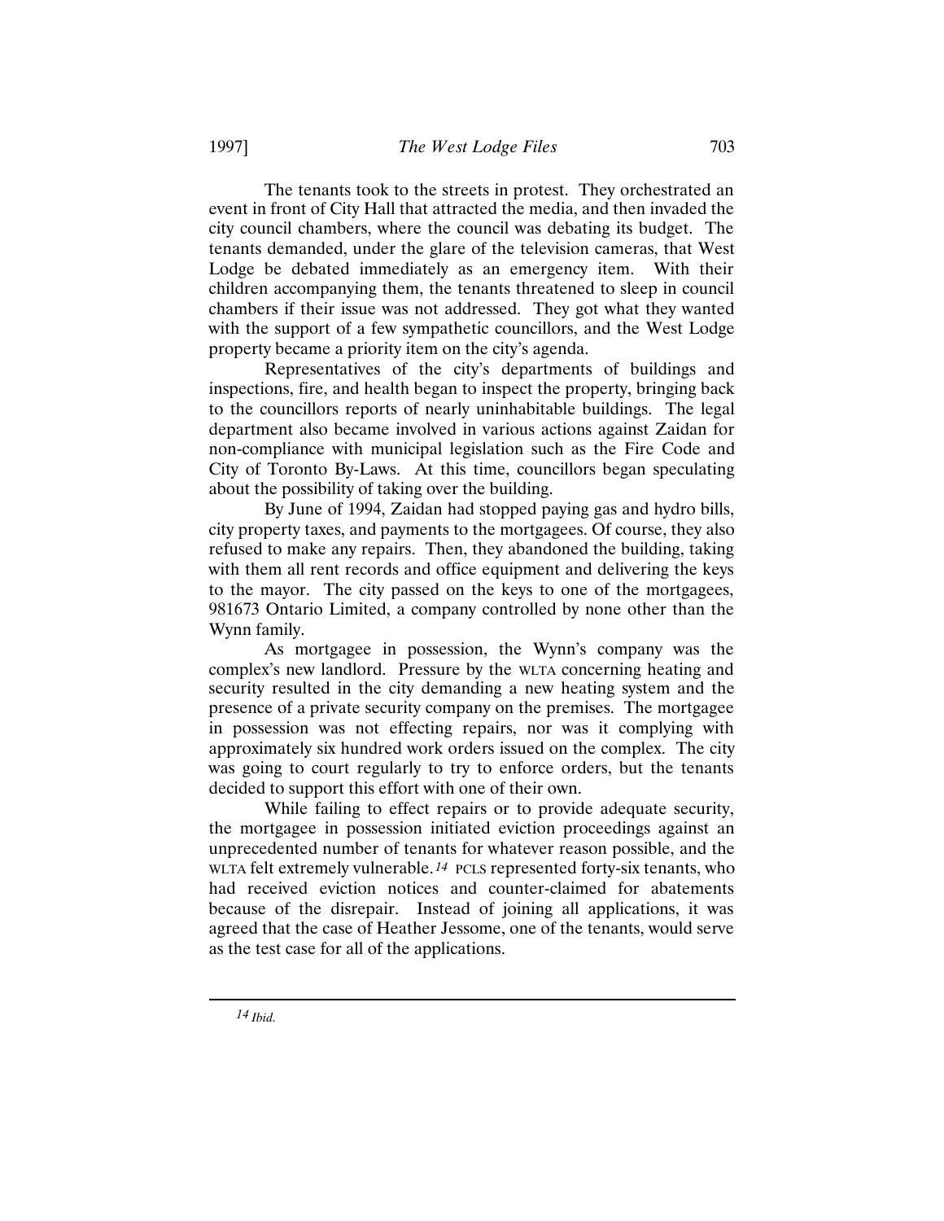The tenants took to the streets in protest. They orchestrated an event in front of City Hall that attracted the media, and then invaded the city council chambers, where the council was debating its budget. The tenants demanded, under the glare of the television cameras, that West Lodge be debated immediately as an emergency item. With their children accompanying them, the tenants threatened to sleep in council chambers if their issue was not addressed. They got what they wanted with the support of a few sympathetic councillors, and the West Lodge property became a priority item on the city's agenda.

Representatives of the city's departments of buildings and inspections, fire, and health began to inspect the property, bringing back to the councillors reports of nearly uninhabitable buildings. The legal department also became involved in various actions against Zaidan for non-compliance with municipal legislation such as the Fire Code and City of Toronto By-Laws. At this time, councillors began speculating about the possibility of taking over the building.

By June of 1994, Zaidan had stopped paying gas and hydro bills, city property taxes, and payments to the mortgagees. Of course, they also refused to make any repairs. Then, they abandoned the building, taking with them all rent records and office equipment and delivering the keys to the mayor. The city passed on the keys to one of the mortgagees, 981673 Ontario Limited, a company controlled by none other than the Wynn family.

As mortgagee in possession, the Wynn's company was the complex's new landlord. Pressure by the WLTA concerning heating and security resulted in the city demanding a new heating system and the presence of a private security company on the premises. The mortgagee in possession was not effecting repairs, nor was it complying with approximately six hundred work orders issued on the complex. The city was going to court regularly to try to enforce orders, but the tenants decided to support this effort with one of their own.

While failing to effect repairs or to provide adequate security, the mortgagee in possession initiated eviction proceedings against an unprecedented number of tenants for whatever reason possible, and the WLTA felt extremely vulnerable.[14] PCLS represented forty-six tenants, who had received eviction notices and counter-claimed for abatements because of the disrepair. Instead of joining all applications, it was agreed that the case of Heather Jessome, one of the tenants, would serve as the test case for all of the applications.

---

[14] *Ibid.*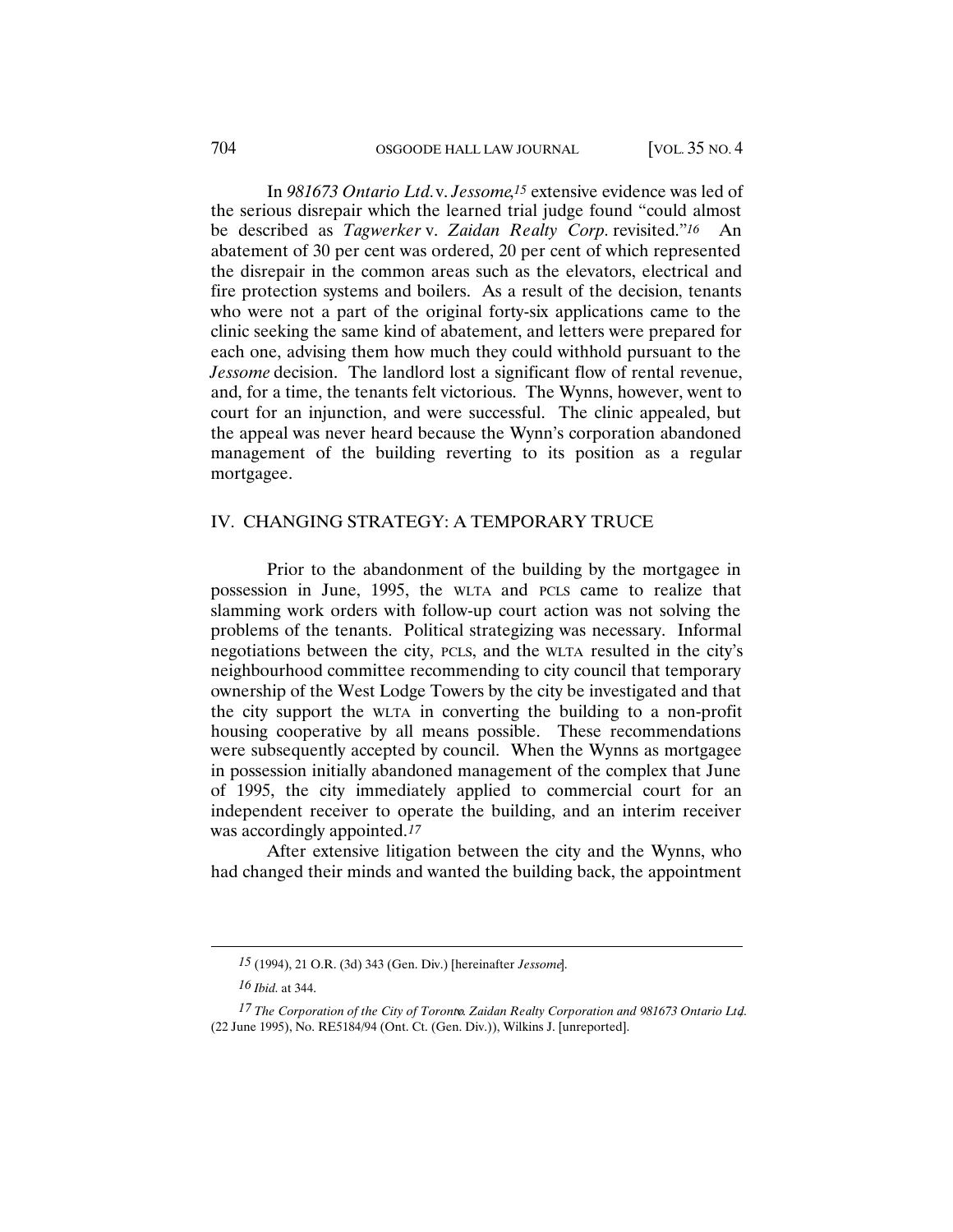In *981673 Ontario Ltd.* v. *Jessome*,[15] extensive evidence was led of the serious disrepair which the learned trial judge found "could almost be described as *Tagwerker* v. *Zaidan Realty Corp.* revisited."[16] An abatement of 30 per cent was ordered, 20 per cent of which represented the disrepair in the common areas such as the elevators, electrical and fire protection systems and boilers. As a result of the decision, tenants who were not a part of the original forty-six applications came to the clinic seeking the same kind of abatement, and letters were prepared for each one, advising them how much they could withhold pursuant to the *Jessome* decision. The landlord lost a significant flow of rental revenue, and, for a time, the tenants felt victorious. The Wynns, however, went to court for an injunction, and were successful. The clinic appealed, but the appeal was never heard because the Wynn's corporation abandoned management of the building reverting to its position as a regular mortgagee.

## IV. CHANGING STRATEGY: A TEMPORARY TRUCE

Prior to the abandonment of the building by the mortgagee in possession in June, 1995, the WLTA and PCLS came to realize that slamming work orders with follow-up court action was not solving the problems of the tenants. Political strategizing was necessary. Informal negotiations between the city, PCLS, and the WLTA resulted in the city's neighbourhood committee recommending to city council that temporary ownership of the West Lodge Towers by the city be investigated and that the city support the WLTA in converting the building to a non-profit housing cooperative by all means possible. These recommendations were subsequently accepted by council. When the Wynns as mortgagee in possession initially abandoned management of the complex that June of 1995, the city immediately applied to commercial court for an independent receiver to operate the building, and an interim receiver was accordingly appointed.[17]

After extensive litigation between the city and the Wynns, who had changed their minds and wanted the building back, the appointment

---

[15] (1994), 21 O.R. (3d) 343 (Gen. Div.) [hereinafter *Jessome*].

[16] *Ibid.* at 344.

[17] *The Corporation of the City of Toronto v. Zaidan Realty Corporation and 981673 Ontario Ltd.* (22 June 1995), No. RE5184/94 (Ont. Ct. (Gen. Div.)), Wilkins J. [unreported].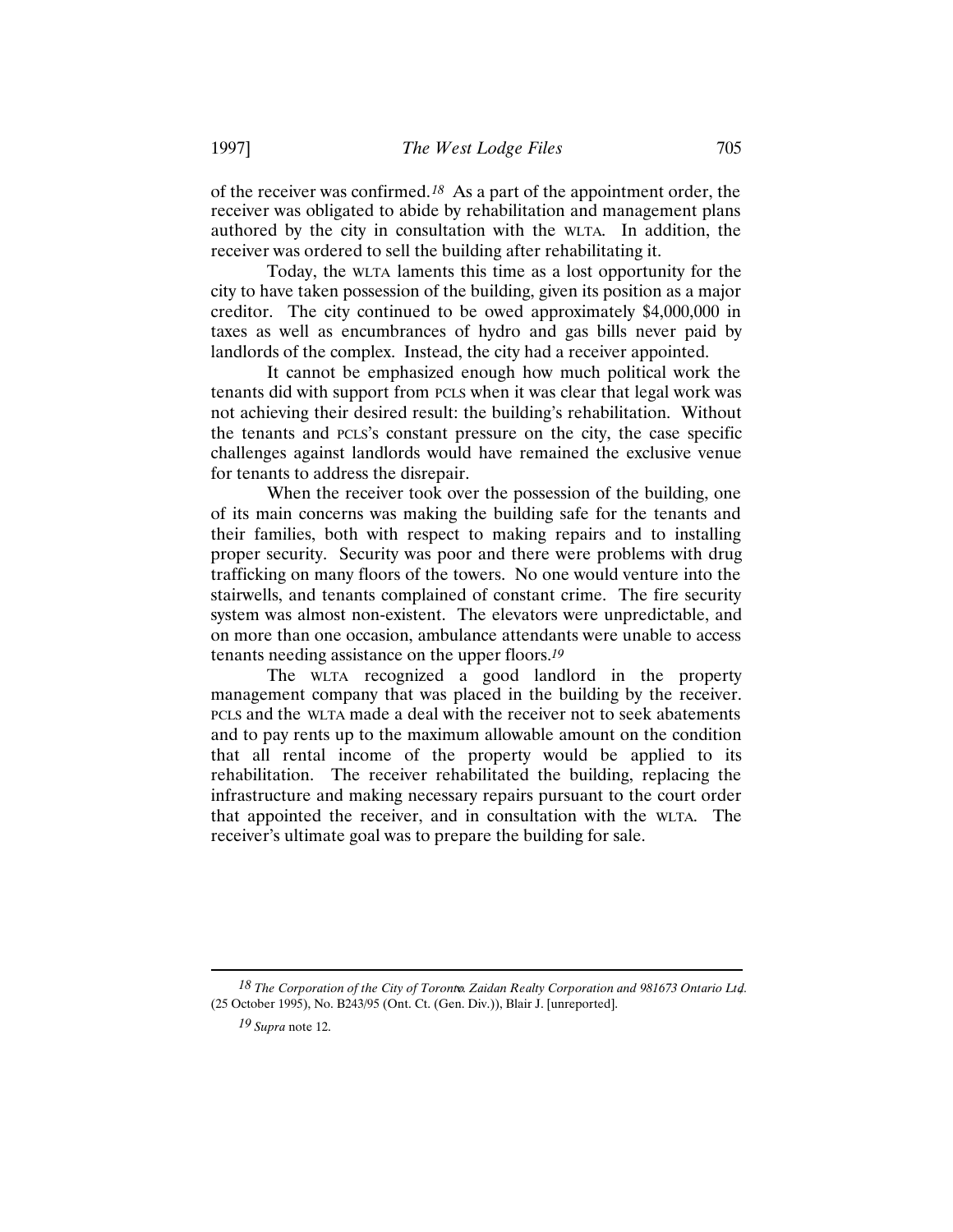of the receiver was confirmed.[18] As a part of the appointment order, the receiver was obligated to abide by rehabilitation and management plans authored by the city in consultation with the WLTA. In addition, the receiver was ordered to sell the building after rehabilitating it.

Today, the WLTA laments this time as a lost opportunity for the city to have taken possession of the building, given its position as a major creditor. The city continued to be owed approximately $4,000,000 in taxes as well as encumbrances of hydro and gas bills never paid by landlords of the complex. Instead, the city had a receiver appointed.

It cannot be emphasized enough how much political work the tenants did with support from PCLS when it was clear that legal work was not achieving their desired result: the building's rehabilitation. Without the tenants and PCLS's constant pressure on the city, the case specific challenges against landlords would have remained the exclusive venue for tenants to address the disrepair.

When the receiver took over the possession of the building, one of its main concerns was making the building safe for the tenants and their families, both with respect to making repairs and to installing proper security. Security was poor and there were problems with drug trafficking on many floors of the towers. No one would venture into the stairwells, and tenants complained of constant crime. The fire security system was almost non-existent. The elevators were unpredictable, and on more than one occasion, ambulance attendants were unable to access tenants needing assistance on the upper floors.[19]

The WLTA recognized a good landlord in the property management company that was placed in the building by the receiver. PCLS and the WLTA made a deal with the receiver not to seek abatements and to pay rents up to the maximum allowable amount on the condition that all rental income of the property would be applied to its rehabilitation. The receiver rehabilitated the building, replacing the infrastructure and making necessary repairs pursuant to the court order that appointed the receiver, and in consultation with the WLTA. The receiver's ultimate goal was to prepare the building for sale.

---

[18] *The Corporation of the City of Toronto v. Zaidan Realty Corporation and 981673 Ontario Ltd.* (25 October 1995), No. B243/95 (Ont. Ct. (Gen. Div.)), Blair J. [unreported].

[19] *Supra* note 12.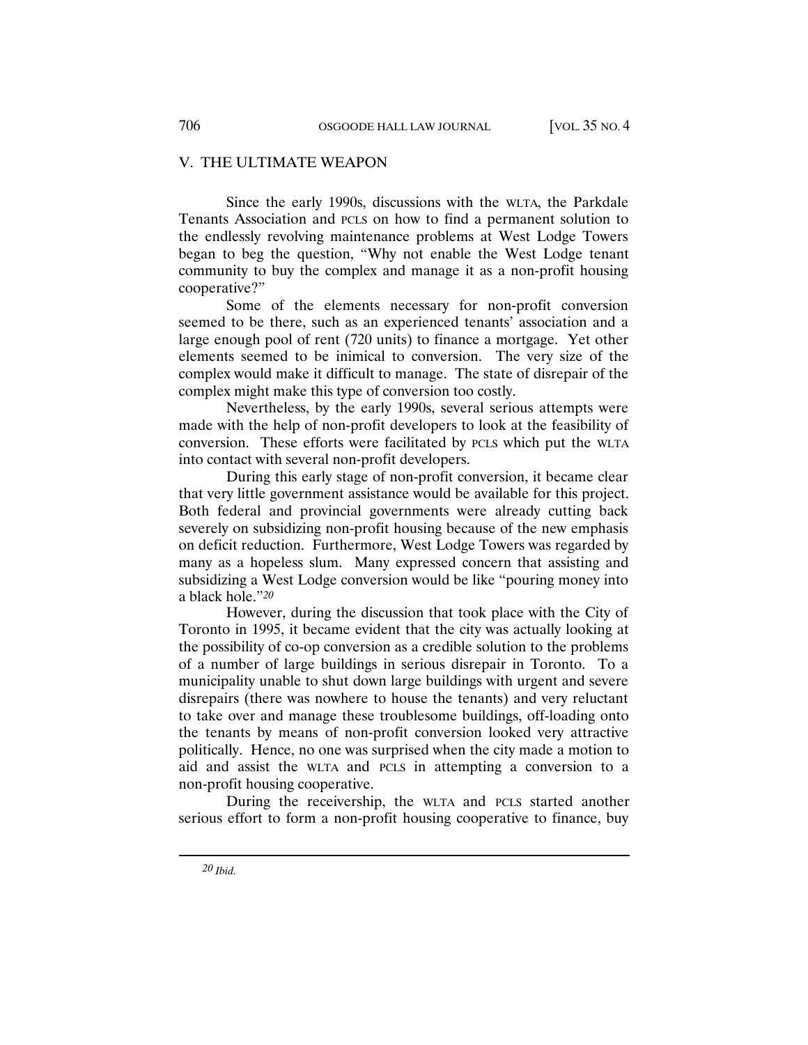## V. THE ULTIMATE WEAPON

Since the early 1990s, discussions with the WLTA, the Parkdale Tenants Association and PCLS on how to find a permanent solution to the endlessly revolving maintenance problems at West Lodge Towers began to beg the question, "Why not enable the West Lodge tenant community to buy the complex and manage it as a non-profit housing cooperative?"

Some of the elements necessary for non-profit conversion seemed to be there, such as an experienced tenants' association and a large enough pool of rent (720 units) to finance a mortgage. Yet other elements seemed to be inimical to conversion. The very size of the complex would make it difficult to manage. The state of disrepair of the complex might make this type of conversion too costly.

Nevertheless, by the early 1990s, several serious attempts were made with the help of non-profit developers to look at the feasibility of conversion. These efforts were facilitated by PCLS which put the WLTA into contact with several non-profit developers.

During this early stage of non-profit conversion, it became clear that very little government assistance would be available for this project. Both federal and provincial governments were already cutting back severely on subsidizing non-profit housing because of the new emphasis on deficit reduction. Furthermore, West Lodge Towers was regarded by many as a hopeless slum. Many expressed concern that assisting and subsidizing a West Lodge conversion would be like "pouring money into a black hole."[20]

However, during the discussion that took place with the City of Toronto in 1995, it became evident that the city was actually looking at the possibility of co-op conversion as a credible solution to the problems of a number of large buildings in serious disrepair in Toronto. To a municipality unable to shut down large buildings with urgent and severe disrepairs (there was nowhere to house the tenants) and very reluctant to take over and manage these troublesome buildings, off-loading onto the tenants by means of non-profit conversion looked very attractive politically. Hence, no one was surprised when the city made a motion to aid and assist the WLTA and PCLS in attempting a conversion to a non-profit housing cooperative.

During the receivership, the WLTA and PCLS started another serious effort to form a non-profit housing cooperative to finance, buy

---

[20] *Ibid.*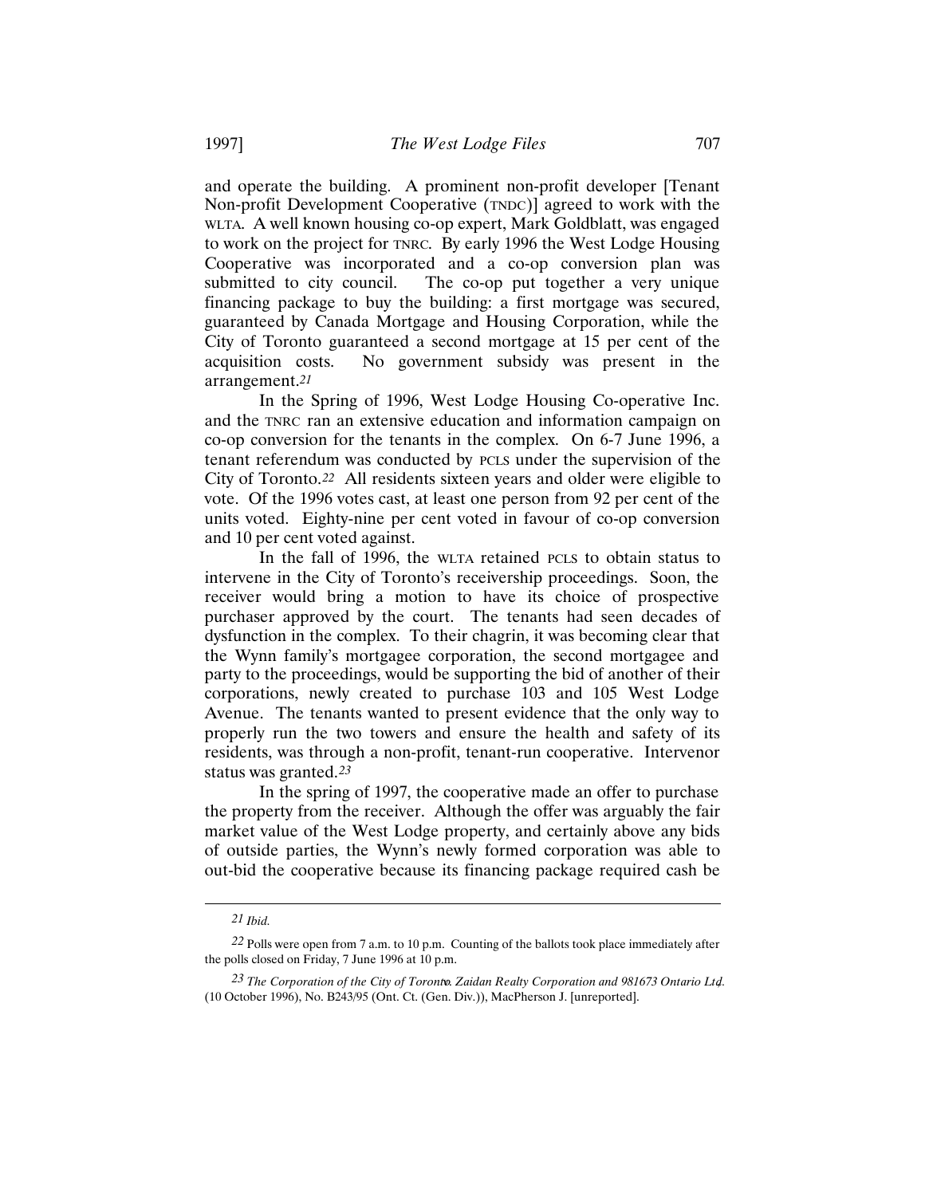and operate the building. A prominent non-profit developer [Tenant Non-profit Development Cooperative (TNDC)] agreed to work with the WLTA. A well known housing co-op expert, Mark Goldblatt, was engaged to work on the project for TNRC. By early 1996 the West Lodge Housing Cooperative was incorporated and a co-op conversion plan was submitted to city council. The co-op put together a very unique financing package to buy the building: a first mortgage was secured, guaranteed by Canada Mortgage and Housing Corporation, while the City of Toronto guaranteed a second mortgage at 15 per cent of the acquisition costs. No government subsidy was present in the arrangement.[21]

In the Spring of 1996, West Lodge Housing Co-operative Inc. and the TNRC ran an extensive education and information campaign on co-op conversion for the tenants in the complex. On 6-7 June 1996, a tenant referendum was conducted by PCLS under the supervision of the City of Toronto.[22] All residents sixteen years and older were eligible to vote. Of the 1996 votes cast, at least one person from 92 per cent of the units voted. Eighty-nine per cent voted in favour of co-op conversion and 10 per cent voted against.

In the fall of 1996, the WLTA retained PCLS to obtain status to intervene in the City of Toronto's receivership proceedings. Soon, the receiver would bring a motion to have its choice of prospective purchaser approved by the court. The tenants had seen decades of dysfunction in the complex. To their chagrin, it was becoming clear that the Wynn family's mortgagee corporation, the second mortgagee and party to the proceedings, would be supporting the bid of another of their corporations, newly created to purchase 103 and 105 West Lodge Avenue. The tenants wanted to present evidence that the only way to properly run the two towers and ensure the health and safety of its residents, was through a non-profit, tenant-run cooperative. Intervenor status was granted.[23]

In the spring of 1997, the cooperative made an offer to purchase the property from the receiver. Although the offer was arguably the fair market value of the West Lodge property, and certainly above any bids of outside parties, the Wynn's newly formed corporation was able to out-bid the cooperative because its financing package required cash be

---

[21] *Ibid.*

[22] Polls were open from 7 a.m. to 10 p.m. Counting of the ballots took place immediately after the polls closed on Friday, 7 June 1996 at 10 p.m.

[23] *The Corporation of the City of Toronto v. Zaidan Realty Corporation and 981673 Ontario Ltd.* (10 October 1996), No. B243/95 (Ont. Ct. (Gen. Div.)), MacPherson J. [unreported].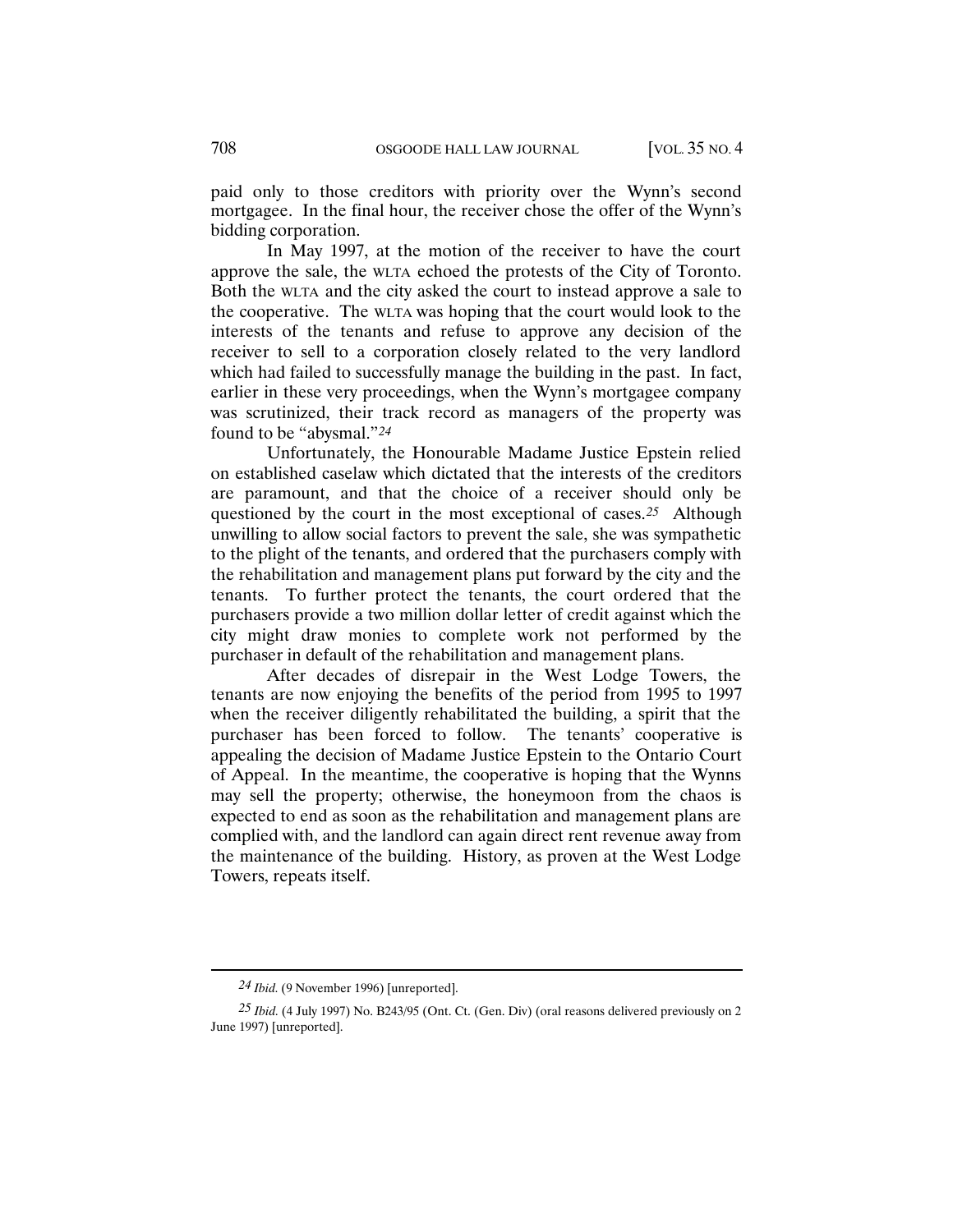paid only to those creditors with priority over the Wynn's second mortgagee. In the final hour, the receiver chose the offer of the Wynn's bidding corporation.

In May 1997, at the motion of the receiver to have the court approve the sale, the WLTA echoed the protests of the City of Toronto. Both the WLTA and the city asked the court to instead approve a sale to the cooperative. The WLTA was hoping that the court would look to the interests of the tenants and refuse to approve any decision of the receiver to sell to a corporation closely related to the very landlord which had failed to successfully manage the building in the past. In fact, earlier in these very proceedings, when the Wynn's mortgagee company was scrutinized, their track record as managers of the property was found to be "abysmal."[24]

Unfortunately, the Honourable Madame Justice Epstein relied on established caselaw which dictated that the interests of the creditors are paramount, and that the choice of a receiver should only be questioned by the court in the most exceptional of cases.[25] Although unwilling to allow social factors to prevent the sale, she was sympathetic to the plight of the tenants, and ordered that the purchasers comply with the rehabilitation and management plans put forward by the city and the tenants. To further protect the tenants, the court ordered that the purchasers provide a two million dollar letter of credit against which the city might draw monies to complete work not performed by the purchaser in default of the rehabilitation and management plans.

After decades of disrepair in the West Lodge Towers, the tenants are now enjoying the benefits of the period from 1995 to 1997 when the receiver diligently rehabilitated the building, a spirit that the purchaser has been forced to follow. The tenants' cooperative is appealing the decision of Madame Justice Epstein to the Ontario Court of Appeal. In the meantime, the cooperative is hoping that the Wynns may sell the property; otherwise, the honeymoon from the chaos is expected to end as soon as the rehabilitation and management plans are complied with, and the landlord can again direct rent revenue away from the maintenance of the building. History, as proven at the West Lodge Towers, repeats itself.

---

[24] *Ibid.* (9 November 1996) [unreported].

[25] *Ibid.* (4 July 1997) No. B243/95 (Ont. Ct. (Gen. Div) (oral reasons delivered previously on 2 June 1997) [unreported].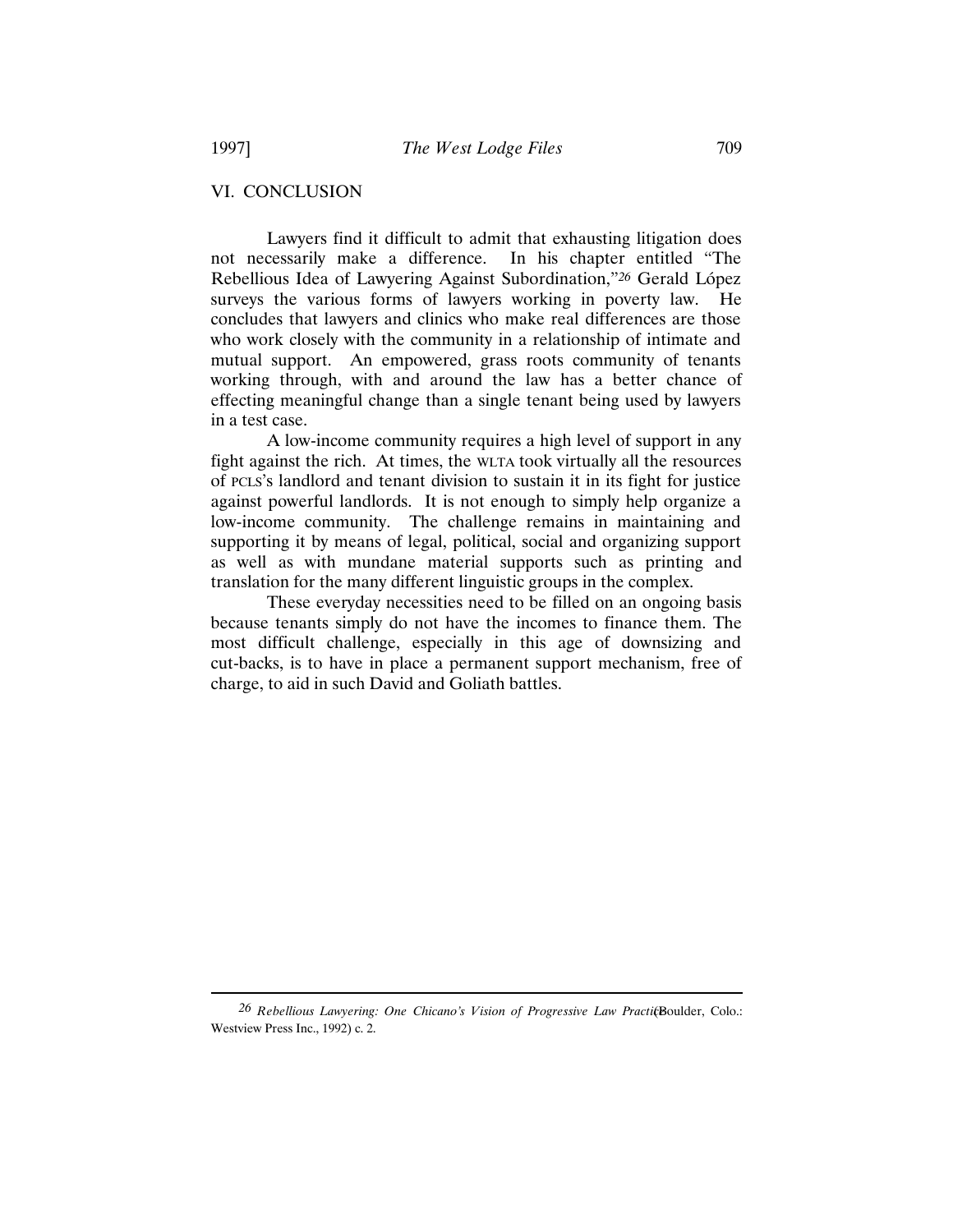## VI. CONCLUSION

Lawyers find it difficult to admit that exhausting litigation does not necessarily make a difference. In his chapter entitled "The Rebellious Idea of Lawyering Against Subordination,"[26] Gerald López surveys the various forms of lawyers working in poverty law. He concludes that lawyers and clinics who make real differences are those who work closely with the community in a relationship of intimate and mutual support. An empowered, grass roots community of tenants working through, with and around the law has a better chance of effecting meaningful change than a single tenant being used by lawyers in a test case.

A low-income community requires a high level of support in any fight against the rich. At times, the WLTA took virtually all the resources of PCLS's landlord and tenant division to sustain it in its fight for justice against powerful landlords. It is not enough to simply help organize a low-income community. The challenge remains in maintaining and supporting it by means of legal, political, social and organizing support as well as with mundane material supports such as printing and translation for the many different linguistic groups in the complex.

These everyday necessities need to be filled on an ongoing basis because tenants simply do not have the incomes to finance them. The most difficult challenge, especially in this age of downsizing and cut-backs, is to have in place a permanent support mechanism, free of charge, to aid in such David and Goliath battles.

---

[26] *Rebellious Lawyering: One Chicano's Vision of Progressive Law Practice* (Boulder, Colo.: Westview Press Inc., 1992) c. 2.